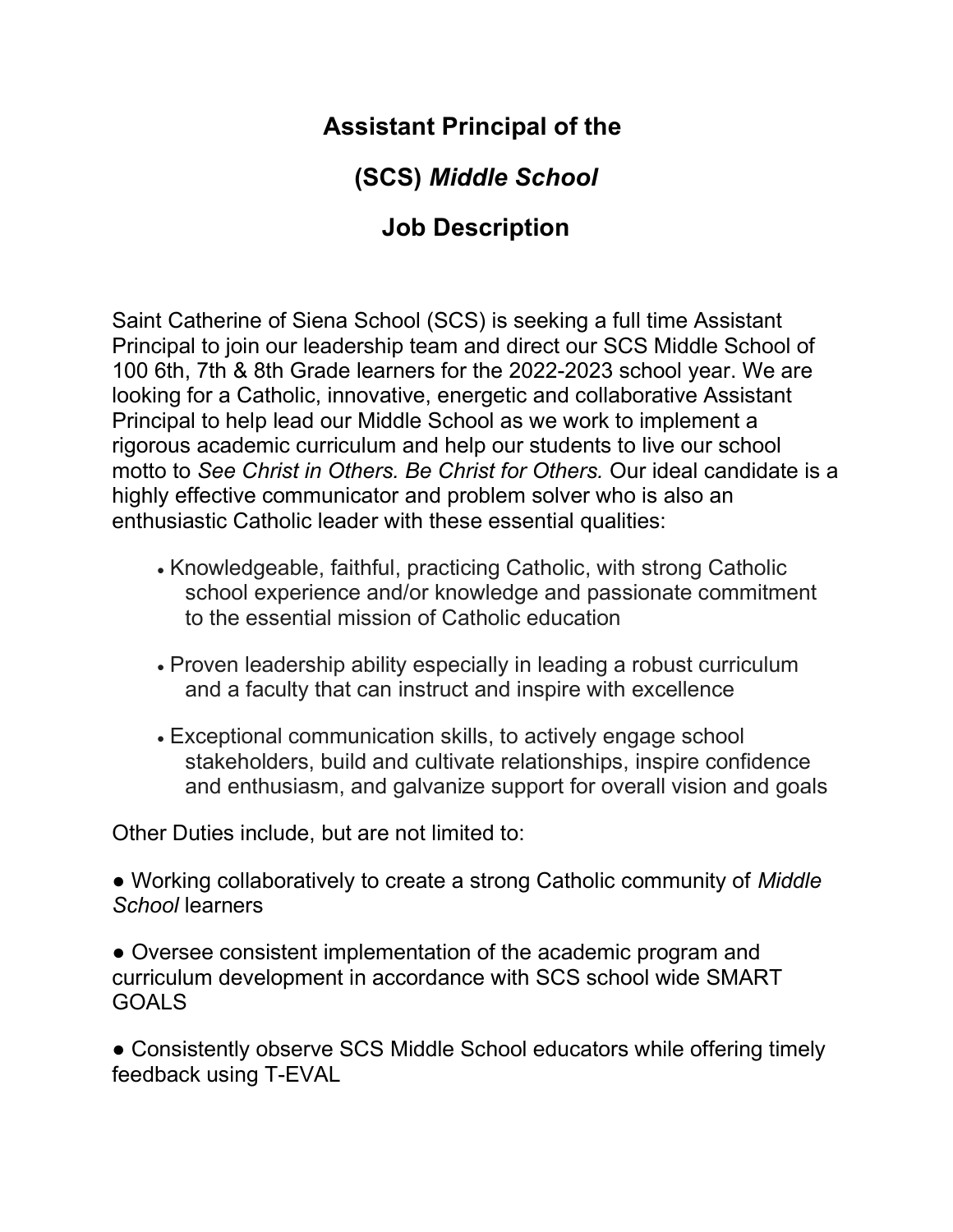# Assistant Principal of the

# (SCS) *Middle School*

# Job Description

Saint Catherine of Siena School (SCS) is seeking a full time Assistant Principal to join our leadership team and direct our SCS Middle School of 100 6th, 7th & 8th Grade learners for the 2022-2023 school year. We are looking for a Catholic, innovative, energetic and collaborative Assistant Principal to help lead our Middle School as we work to implement a rigorous academic curriculum and help our students to live our school motto to *See Christ in Others. Be Christ for Others.* Our ideal candidate is a highly effective communicator and problem solver who is also an enthusiastic Catholic leader with these essential qualities:

- Knowledgeable, faithful, practicing Catholic, with strong Catholic school experience and/or knowledge and passionate commitment to the essential mission of Catholic education
- Proven leadership ability especially in leading a robust curriculum and a faculty that can instruct and inspire with excellence
- Exceptional communication skills, to actively engage school stakeholders, build and cultivate relationships, inspire confidence and enthusiasm, and galvanize support for overall vision and goals

Other Duties include, but are not limited to:

- Working collaboratively to create a strong Catholic community of *Middle School* learners
- Oversee consistent implementation of the academic program and curriculum development in accordance with SCS school wide SMART GOALS
- Consistently observe SCS Middle School educators while offering timely feedback using T-EVAL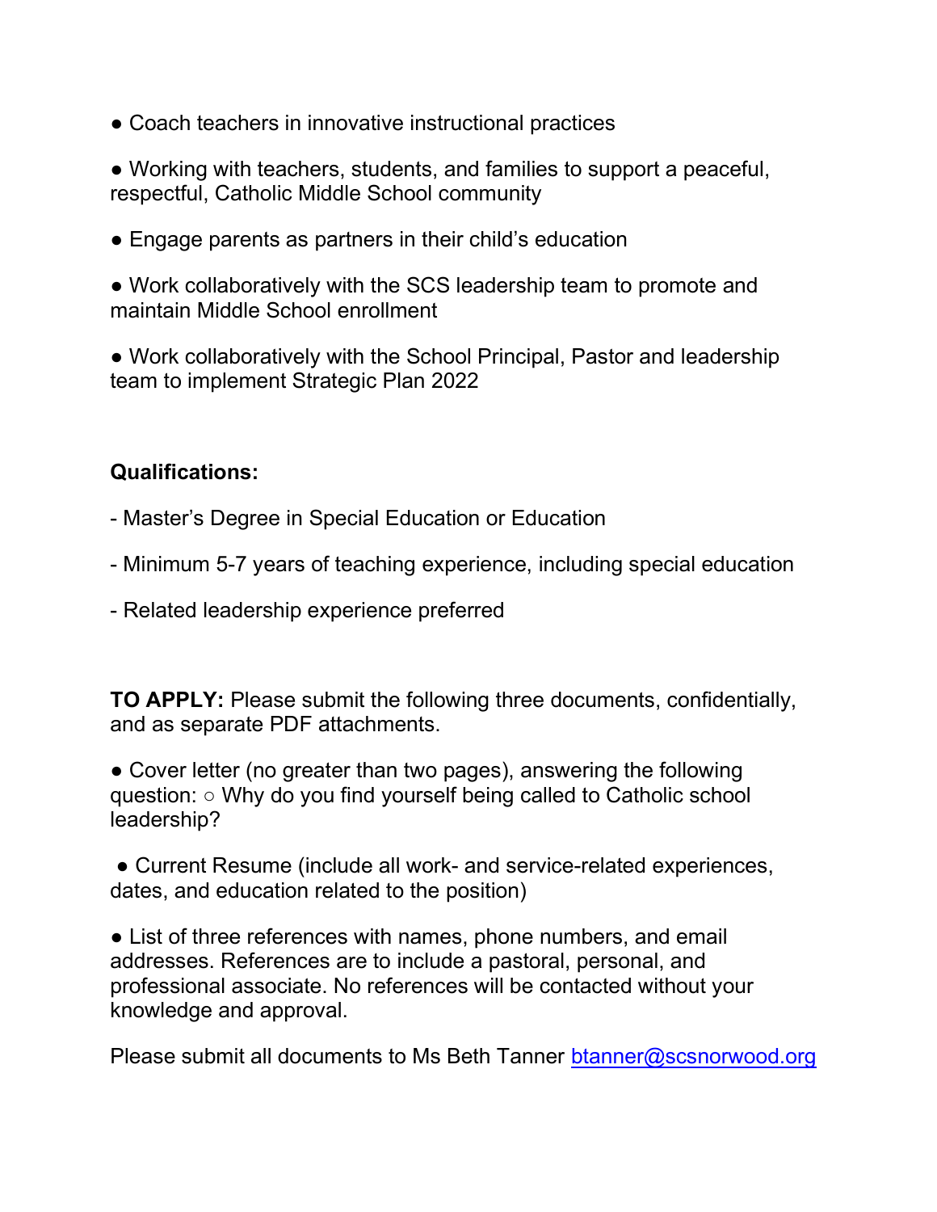- Coach teachers in innovative instructional practices
- Working with teachers, students, and families to support a peaceful, respectful, Catholic Middle School community
- Engage parents as partners in their child's education
- Work collaboratively with the SCS leadership team to promote and maintain Middle School enrollment
- Work collaboratively with the School Principal, Pastor and leadership team to implement Strategic Plan 2022

**Qualifications:**

- Master's Degree in Special Education or Education
- Minimum 5-7 years of teaching experience, including special education
- Related leadership experience preferred

**TO APPLY:** Please submit the following three documents, confidentially, and as separate PDF attachments.

- Cover letter (no greater than two pages), answering the following question: ○ Why do you find yourself being called to Catholic school leadership?
- Current Resume (include all work- and service-related experiences, dates, and education related to the position)
- List of three references with names, phone numbers, and email addresses. References are to include a pastoral, personal, and professional associate. No references will be contacted without your knowledge and approval.

Please submit all documents to Ms Beth Tanner btanner@scsnorwood.org